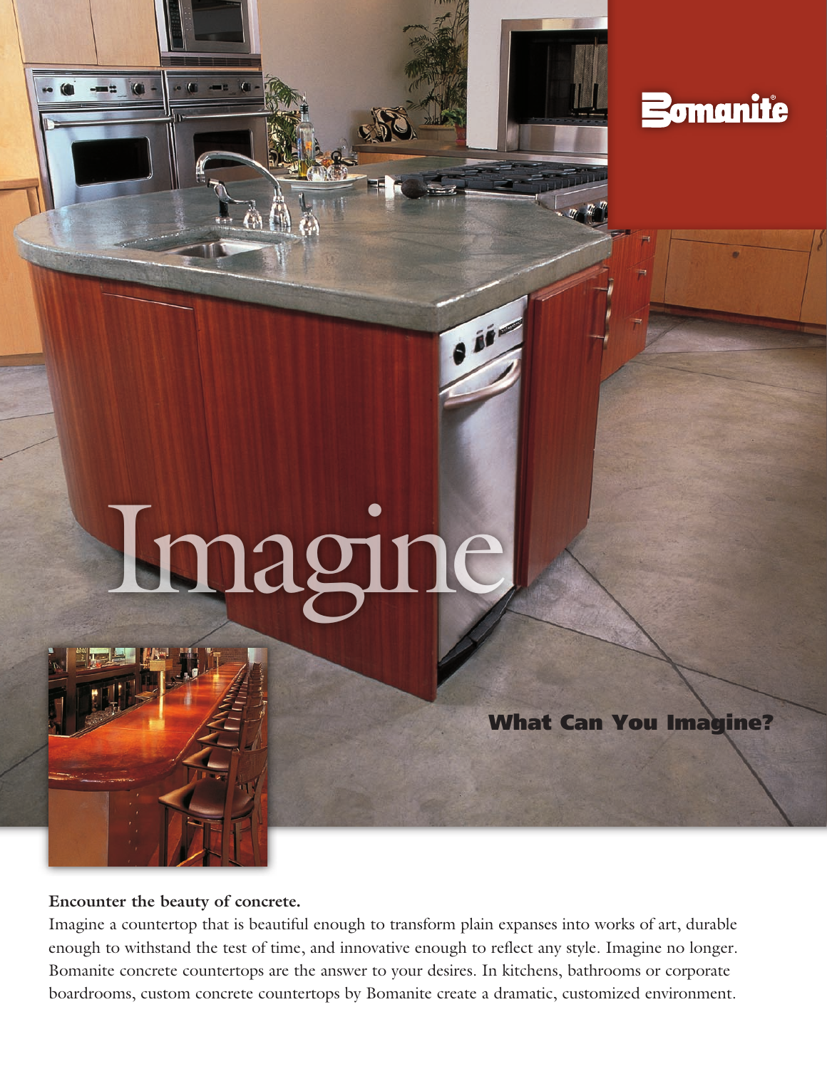Bomanite®

# Imagine

## What Can You Imagine?

**Encounter the beauty of concrete.**

Imagine a countertop that is beautiful enough to transform plain expanses into works of art, durable enough to withstand the test of time, and innovative enough to reflect any style. Imagine no longer. Bomanite concrete countertops are the answer to your desires. In kitchens, bathrooms or corporate boardrooms, custom concrete countertops by Bomanite create a dramatic, customized environment.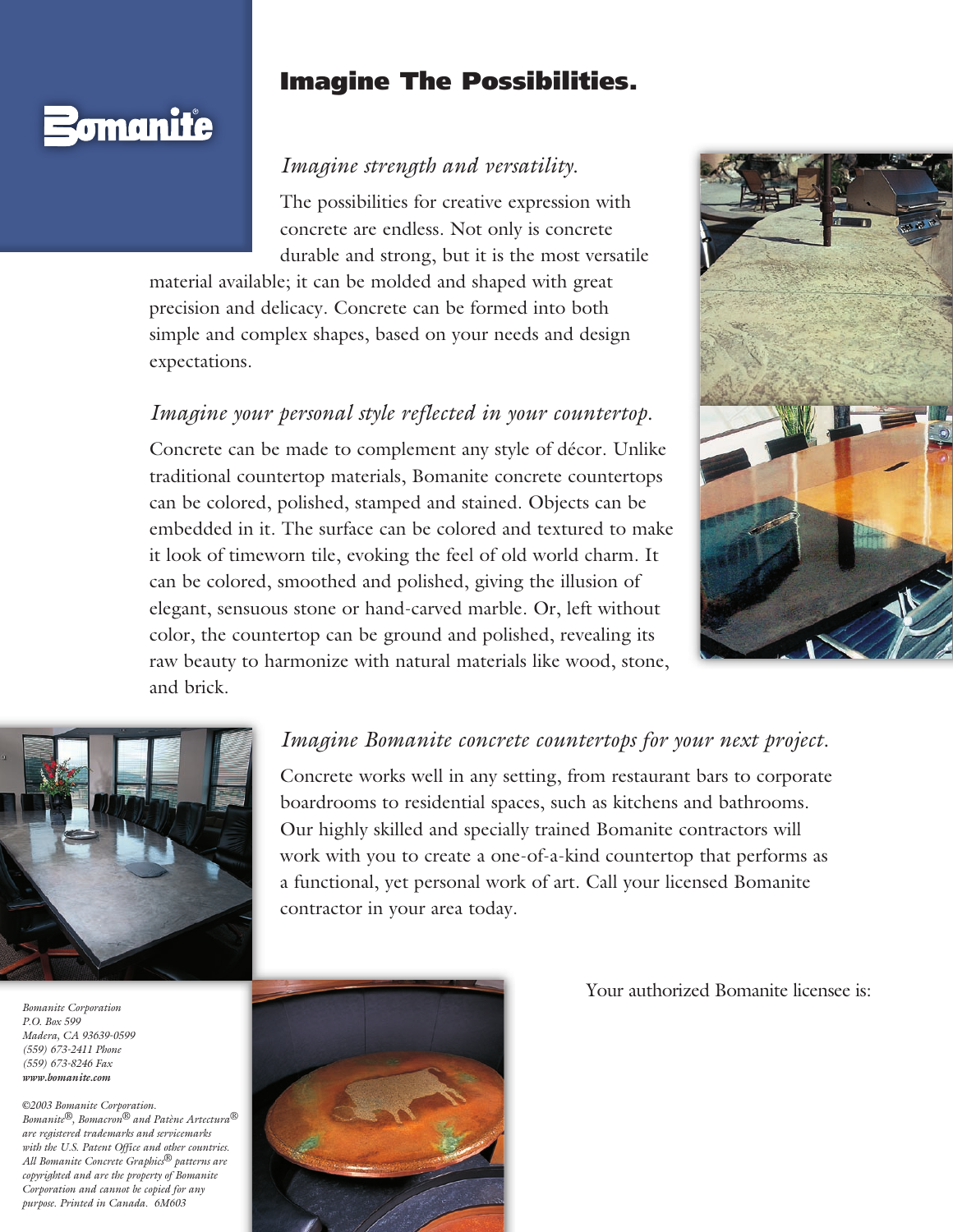Bomanite®

# Imagine The Possibilities.

## *Imagine strength and versatility.*

The possibilities for creative expression with concrete are endless. Not only is concrete durable and strong, but it is the most versatile material available; it can be molded and shaped with great precision and delicacy. Concrete can be formed into both simple and complex shapes, based on your needs and design expectations.

## *Imagine your personal style reflected in your countertop.*

Concrete can be made to complement any style of décor. Unlike traditional countertop materials, Bomanite concrete countertops can be colored, polished, stamped and stained. Objects can be embedded in it. The surface can be colored and textured to make it look of timeworn tile, evoking the feel of old world charm. It can be colored, smoothed and polished, giving the illusion of elegant, sensuous stone or hand-carved marble. Or, left without color, the countertop can be ground and polished, revealing its raw beauty to harmonize with natural materials like wood, stone, and brick.

## *Imagine Bomanite concrete countertops for your next project.*

Concrete works well in any setting, from restaurant bars to corporate boardrooms to residential spaces, such as kitchens and bathrooms. Our highly skilled and specially trained Bomanite contractors will work with you to create a one-of-a-kind countertop that performs as a functional, yet personal work of art. Call your licensed Bomanite contractor in your area today.

Your authorized Bomanite licensee is:

*Bomanite Corporation*
*P.O. Box 599*
*Madera, CA 93639-0599*
*(559) 673-2411 Phone*
*(559) 673-8246 Fax*
***www.bomanite.com***

*©2003 Bomanite Corporation. Bomanite®, Bomacron® and Patène Artectura® are registered trademarks and servicemarks with the U.S. Patent Office and other countries. All Bomanite Concrete Graphics® patterns are copyrighted and are the property of Bomanite Corporation and cannot be copied for any purpose. Printed in Canada. 6M603*